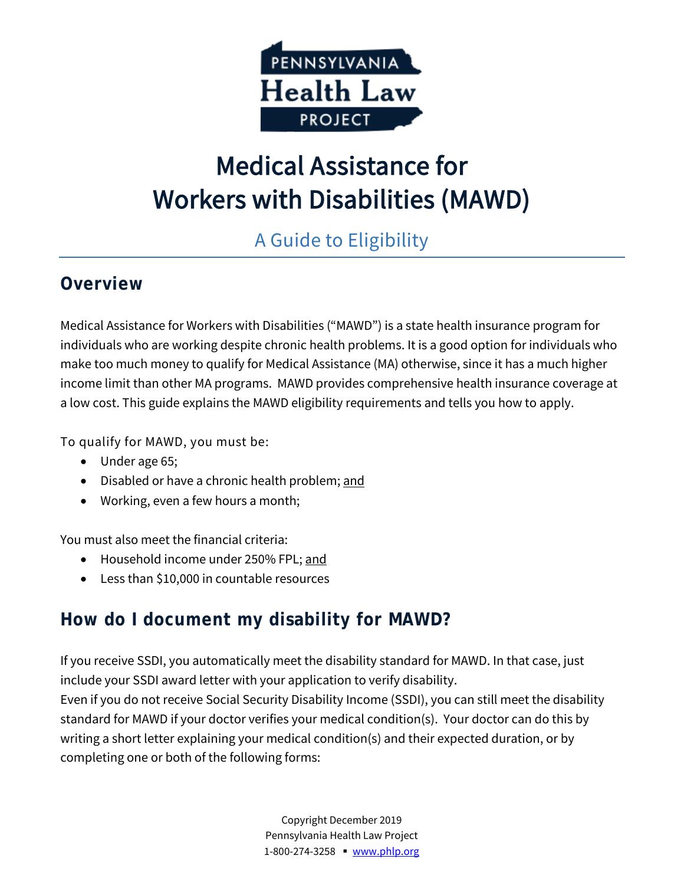# Medical Assistance for Workers with Disabilities (MAWD)

## A Guide to Eligibility

## Overview

Medical Assistance for Workers with Disabilities ("MAWD") is a state health insurance program for individuals who are working despite chronic health problems. It is a good option for individuals who make too much money to qualify for Medical Assistance (MA) otherwise, since it has a much higher income limit than other MA programs. MAWD provides comprehensive health insurance coverage at a low cost. This guide explains the MAWD eligibility requirements and tells you how to apply.

To qualify for MAWD, you must be:

- Under age 65;
- Disabled or have a chronic health problem; and
- Working, even a few hours a month;

You must also meet the financial criteria:

- Household income under 250% FPL; and
- Less than $10,000 in countable resources

## How do I document my disability for MAWD?

If you receive SSDI, you automatically meet the disability standard for MAWD. In that case, just include your SSDI award letter with your application to verify disability.

Even if you do not receive Social Security Disability Income (SSDI), you can still meet the disability standard for MAWD if your doctor verifies your medical condition(s). Your doctor can do this by writing a short letter explaining your medical condition(s) and their expected duration, or by completing one or both of the following forms: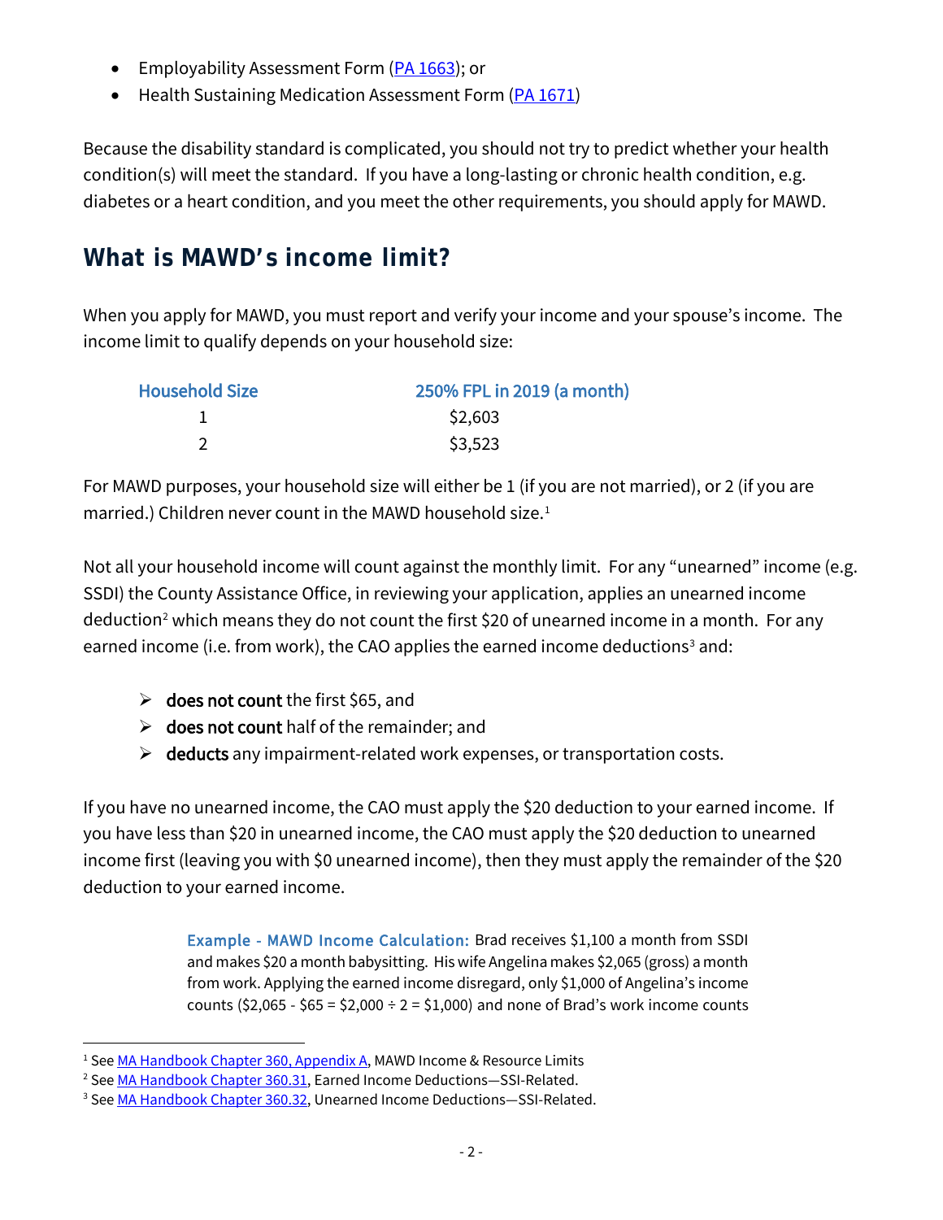- Employability Assessment Form (PA 1663); or
- Health Sustaining Medication Assessment Form (PA 1671)

Because the disability standard is complicated, you should not try to predict whether your health condition(s) will meet the standard. If you have a long-lasting or chronic health condition, e.g. diabetes or a heart condition, and you meet the other requirements, you should apply for MAWD.

## What is MAWD's income limit?

When you apply for MAWD, you must report and verify your income and your spouse's income. The income limit to qualify depends on your household size:

| Household Size | 250% FPL in 2019 (a month) |
|---|---|
| 1 | $2,603 |
| 2 | $3,523 |

For MAWD purposes, your household size will either be 1 (if you are not married), or 2 (if you are married.) Children never count in the MAWD household size.[1]

Not all your household income will count against the monthly limit. For any "unearned" income (e.g. SSDI) the County Assistance Office, in reviewing your application, applies an unearned income deduction[2] which means they do not count the first $20 of unearned income in a month. For any earned income (i.e. from work), the CAO applies the earned income deductions[3] and:

- **does not count** the first $65, and
- **does not count** half of the remainder; and
- **deducts** any impairment-related work expenses, or transportation costs.

If you have no unearned income, the CAO must apply the $20 deduction to your earned income. If you have less than $20 in unearned income, the CAO must apply the $20 deduction to unearned income first (leaving you with $0 unearned income), then they must apply the remainder of the $20 deduction to your earned income.

> **Example - MAWD Income Calculation:** Brad receives $1,100 a month from SSDI and makes $20 a month babysitting. His wife Angelina makes $2,065 (gross) a month from work. Applying the earned income disregard, only $1,000 of Angelina's income counts ($2,065 - $65 = $2,000 ÷ 2 = $1,000) and none of Brad's work income counts

---

[1] See MA Handbook Chapter 360, Appendix A, MAWD Income & Resource Limits

[2] See MA Handbook Chapter 360.31, Earned Income Deductions—SSI-Related.

[3] See MA Handbook Chapter 360.32, Unearned Income Deductions—SSI-Related.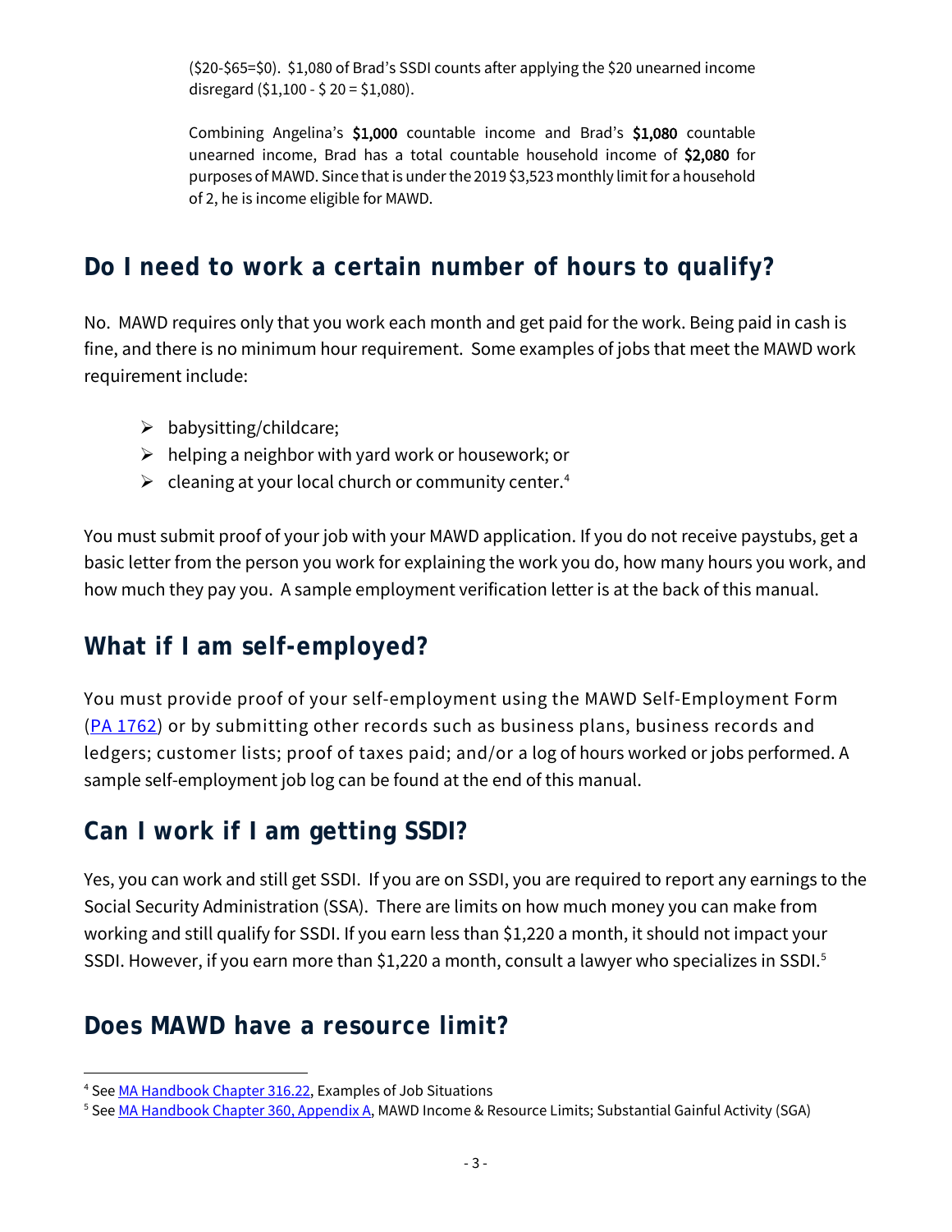($20-$65=$0). $1,080 of Brad's SSDI counts after applying the $20 unearned income disregard ($1,100 - $ 20 = $1,080).

Combining Angelina's **$1,000** countable income and Brad's **$1,080** countable unearned income, Brad has a total countable household income of **$2,080** for purposes of MAWD. Since that is under the 2019 $3,523 monthly limit for a household of 2, he is income eligible for MAWD.

## Do I need to work a certain number of hours to qualify?

No. MAWD requires only that you work each month and get paid for the work. Being paid in cash is fine, and there is no minimum hour requirement. Some examples of jobs that meet the MAWD work requirement include:

- babysitting/childcare;
- helping a neighbor with yard work or housework; or
- cleaning at your local church or community center.[4]

You must submit proof of your job with your MAWD application. If you do not receive paystubs, get a basic letter from the person you work for explaining the work you do, how many hours you work, and how much they pay you. A sample employment verification letter is at the back of this manual.

## What if I am self-employed?

You must provide proof of your self-employment using the MAWD Self-Employment Form (PA 1762) or by submitting other records such as business plans, business records and ledgers; customer lists; proof of taxes paid; and/or a log of hours worked or jobs performed. A sample self-employment job log can be found at the end of this manual.

## Can I work if I am getting SSDI?

Yes, you can work and still get SSDI. If you are on SSDI, you are required to report any earnings to the Social Security Administration (SSA). There are limits on how much money you can make from working and still qualify for SSDI. If you earn less than $1,220 a month, it should not impact your SSDI. However, if you earn more than $1,220 a month, consult a lawyer who specializes in SSDI.[5]

## Does MAWD have a resource limit?

---

[4] See MA Handbook Chapter 316.22, Examples of Job Situations

[5] See MA Handbook Chapter 360, Appendix A, MAWD Income & Resource Limits; Substantial Gainful Activity (SGA)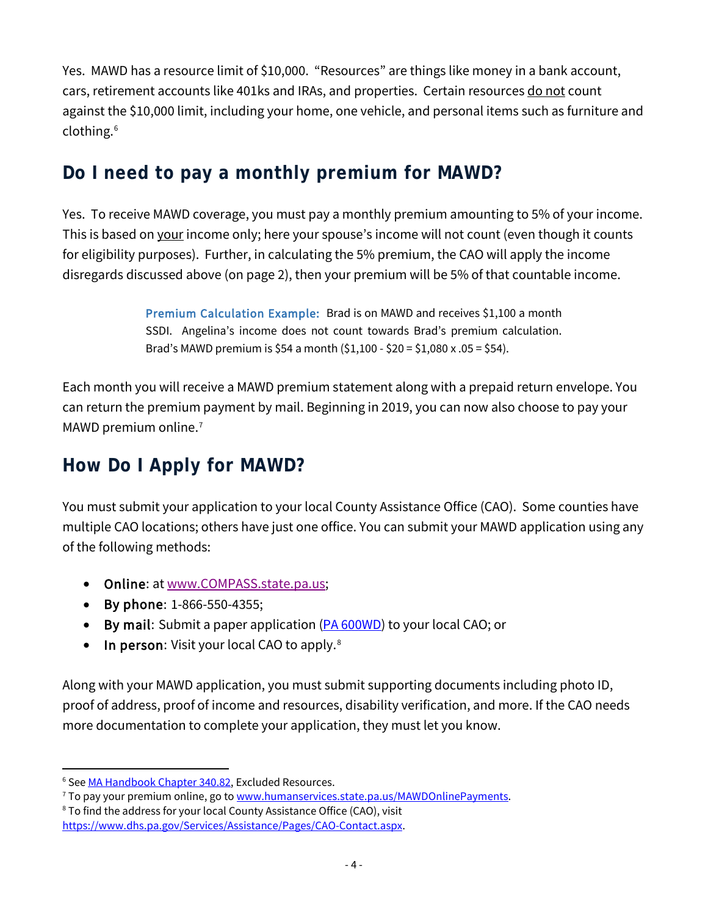Yes. MAWD has a resource limit of $10,000. "Resources" are things like money in a bank account, cars, retirement accounts like 401ks and IRAs, and properties. Certain resources do not count against the $10,000 limit, including your home, one vehicle, and personal items such as furniture and clothing.[6]

## Do I need to pay a monthly premium for MAWD?

Yes. To receive MAWD coverage, you must pay a monthly premium amounting to 5% of your income. This is based on your income only; here your spouse's income will not count (even though it counts for eligibility purposes). Further, in calculating the 5% premium, the CAO will apply the income disregards discussed above (on page 2), then your premium will be 5% of that countable income.

> **Premium Calculation Example:** Brad is on MAWD and receives $1,100 a month SSDI. Angelina's income does not count towards Brad's premium calculation. Brad's MAWD premium is $54 a month ($1,100 - $20 = $1,080 x .05 = $54).

Each month you will receive a MAWD premium statement along with a prepaid return envelope. You can return the premium payment by mail. Beginning in 2019, you can now also choose to pay your MAWD premium online.[7]

## How Do I Apply for MAWD?

You must submit your application to your local County Assistance Office (CAO). Some counties have multiple CAO locations; others have just one office. You can submit your MAWD application using any of the following methods:

- **Online**: at www.COMPASS.state.pa.us;
- **By phone**: 1-866-550-4355;
- **By mail**: Submit a paper application (PA 600WD) to your local CAO; or
- **In person**: Visit your local CAO to apply.[8]

Along with your MAWD application, you must submit supporting documents including photo ID, proof of address, proof of income and resources, disability verification, and more. If the CAO needs more documentation to complete your application, they must let you know.

---

[6] See MA Handbook Chapter 340.82, Excluded Resources.

[7] To pay your premium online, go to www.humanservices.state.pa.us/MAWDOnlinePayments.

[8] To find the address for your local County Assistance Office (CAO), visit https://www.dhs.pa.gov/Services/Assistance/Pages/CAO-Contact.aspx.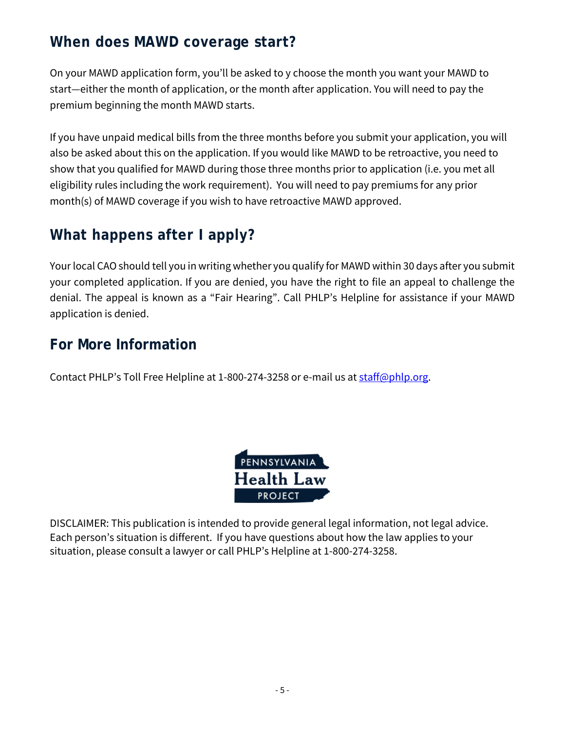## When does MAWD coverage start?

On your MAWD application form, you'll be asked to y choose the month you want your MAWD to start—either the month of application, or the month after application. You will need to pay the premium beginning the month MAWD starts.

If you have unpaid medical bills from the three months before you submit your application, you will also be asked about this on the application. If you would like MAWD to be retroactive, you need to show that you qualified for MAWD during those three months prior to application (i.e. you met all eligibility rules including the work requirement). You will need to pay premiums for any prior month(s) of MAWD coverage if you wish to have retroactive MAWD approved.

## What happens after I apply?

Your local CAO should tell you in writing whether you qualify for MAWD within 30 days after you submit your completed application. If you are denied, you have the right to file an appeal to challenge the denial. The appeal is known as a "Fair Hearing". Call PHLP's Helpline for assistance if your MAWD application is denied.

## For More Information

Contact PHLP's Toll Free Helpline at 1-800-274-3258 or e-mail us at staff@phlp.org.

PENNSYLVANIA Health Law PROJECT

DISCLAIMER: This publication is intended to provide general legal information, not legal advice. Each person's situation is different. If you have questions about how the law applies to your situation, please consult a lawyer or call PHLP's Helpline at 1-800-274-3258.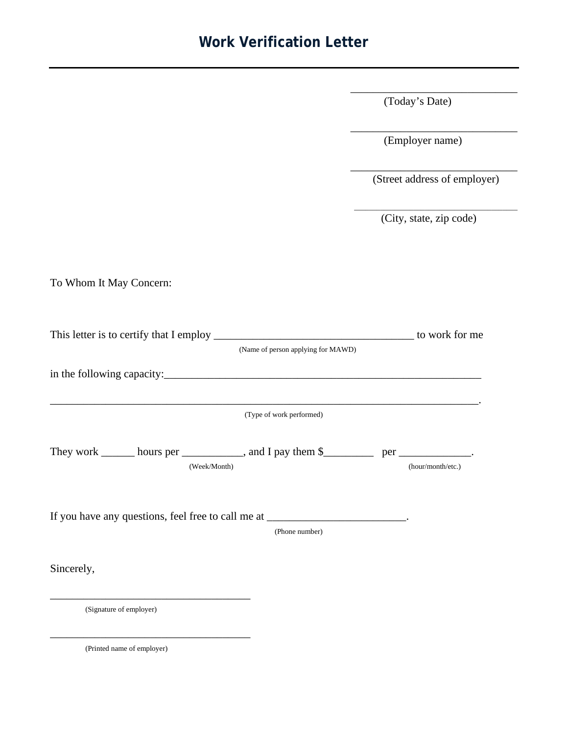# Work Verification Letter

\_\_\_\_\_\_\_\_\_\_\_\_\_\_\_\_\_\_\_\_\_\_\_\_\_\_\_\_\_\_
(Today's Date)

\_\_\_\_\_\_\_\_\_\_\_\_\_\_\_\_\_\_\_\_\_\_\_\_\_\_\_\_\_\_
(Employer name)

\_\_\_\_\_\_\_\_\_\_\_\_\_\_\_\_\_\_\_\_\_\_\_\_\_\_\_\_\_\_
(Street address of employer)

\_\_\_\_\_\_\_\_\_\_\_\_\_\_\_\_\_\_\_\_\_\_\_\_\_\_\_\_\_\_
(City, state, zip code)

To Whom It May Concern:

This letter is to certify that I employ \_\_\_\_\_\_\_\_\_\_\_\_\_\_\_\_\_\_\_\_\_\_\_\_\_\_\_\_\_\_\_\_\_\_\_\_ to work for me
(Name of person applying for MAWD)

in the following capacity:\_\_\_\_\_\_\_\_\_\_\_\_\_\_\_\_\_\_\_\_\_\_\_\_\_\_\_\_\_\_\_\_\_\_\_\_\_\_\_\_\_\_\_\_\_\_\_\_\_\_\_\_\_\_\_\_\_\_

\_\_\_\_\_\_\_\_\_\_\_\_\_\_\_\_\_\_\_\_\_\_\_\_\_\_\_\_\_\_\_\_\_\_\_\_\_\_\_\_\_\_\_\_\_\_\_\_\_\_\_\_\_\_\_\_\_\_\_\_\_\_\_\_\_\_\_\_\_\_\_\_\_\_\_\_.
(Type of work performed)

They work \_\_\_\_\_\_ hours per \_\_\_\_\_\_\_\_\_\_\_, and I pay them $\_\_\_\_\_\_\_\_\_ per \_\_\_\_\_\_\_\_\_\_\_\_\_.
(Week/Month) (hour/month/etc.)

If you have any questions, feel free to call me at \_\_\_\_\_\_\_\_\_\_\_\_\_\_\_\_\_\_\_\_\_\_\_\_\_.
(Phone number)

Sincerely,

\_\_\_\_\_\_\_\_\_\_\_\_\_\_\_\_\_\_\_\_\_\_\_\_\_\_\_\_\_\_\_\_\_\_\_\_\_\_
(Signature of employer)

\_\_\_\_\_\_\_\_\_\_\_\_\_\_\_\_\_\_\_\_\_\_\_\_\_\_\_\_\_\_\_\_\_\_\_\_\_\_
(Printed name of employer)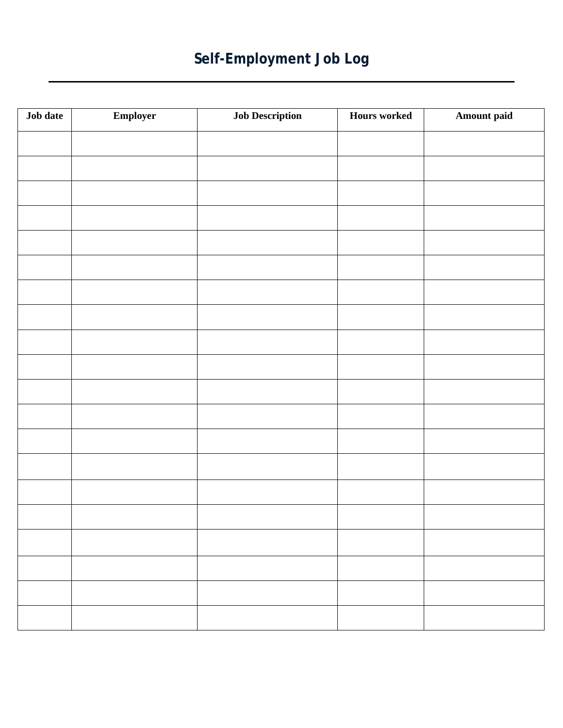# Self-Employment Job Log

| Job date | Employer | Job Description | Hours worked | Amount paid |
|---|---|---|---|---|
| | | | | |
| | | | | |
| | | | | |
| | | | | |
| | | | | |
| | | | | |
| | | | | |
| | | | | |
| | | | | |
| | | | | |
| | | | | |
| | | | | |
| | | | | |
| | | | | |
| | | | | |
| | | | | |
| | | | | |
| | | | | |
| | | | | |
| | | | | |